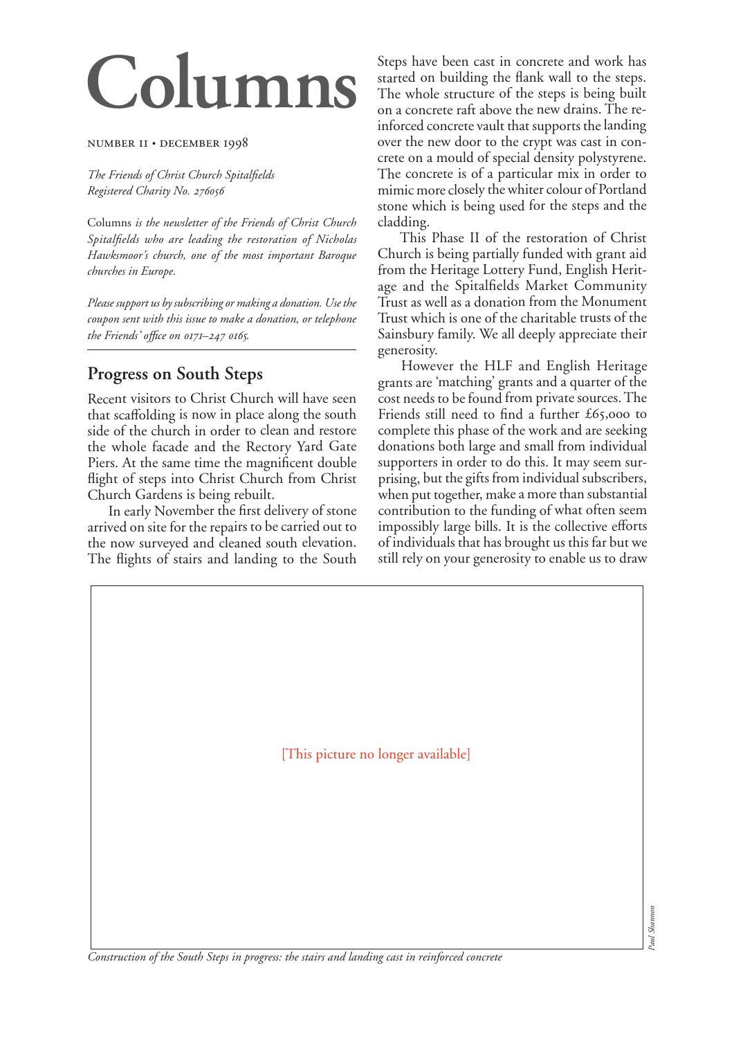# Columns

NUMBER 11 • DECEMBER 1998

*The Friends of Christ Church Spitalfields*
*Registered Charity No. 276056*

Columns *is the newsletter of the Friends of Christ Church Spitalfields who are leading the restoration of Nicholas Hawksmoor's church, one of the most important Baroque churches in Europe.*

*Please support us by subscribing or making a donation. Use the coupon sent with this issue to make a donation, or telephone the Friends' office on 0171–247 0165.*

---

## Progress on South Steps

Recent visitors to Christ Church will have seen that scaffolding is now in place along the south side of the church in order to clean and restore the whole facade and the Rectory Yard Gate Piers. At the same time the magnificent double flight of steps into Christ Church from Christ Church Gardens is being rebuilt.

In early November the first delivery of stone arrived on site for the repairs to be carried out to the now surveyed and cleaned south elevation. The flights of stairs and landing to the South Steps have been cast in concrete and work has started on building the flank wall to the steps. The whole structure of the steps is being built on a concrete raft above the new drains. The reinforced concrete vault that supports the landing over the new door to the crypt was cast in concrete on a mould of special density polystyrene. The concrete is of a particular mix in order to mimic more closely the whiter colour of Portland stone which is being used for the steps and the cladding.

This Phase II of the restoration of Christ Church is being partially funded with grant aid from the Heritage Lottery Fund, English Heritage and the Spitalfields Market Community Trust as well as a donation from the Monument Trust which is one of the charitable trusts of the Sainsbury family. We all deeply appreciate their generosity.

However the HLF and English Heritage grants are 'matching' grants and a quarter of the cost needs to be found from private sources. The Friends still need to find a further £65,000 to complete this phase of the work and are seeking donations both large and small from individual supporters in order to do this. It may seem surprising, but the gifts from individual subscribers, when put together, make a more than substantial contribution to the funding of what often seem impossibly large bills. It is the collective efforts of individuals that has brought us this far but we still rely on your generosity to enable us to draw

[This picture no longer available]

*Paul Shannon*

*Construction of the South Steps in progress: the stairs and landing cast in reinforced concrete*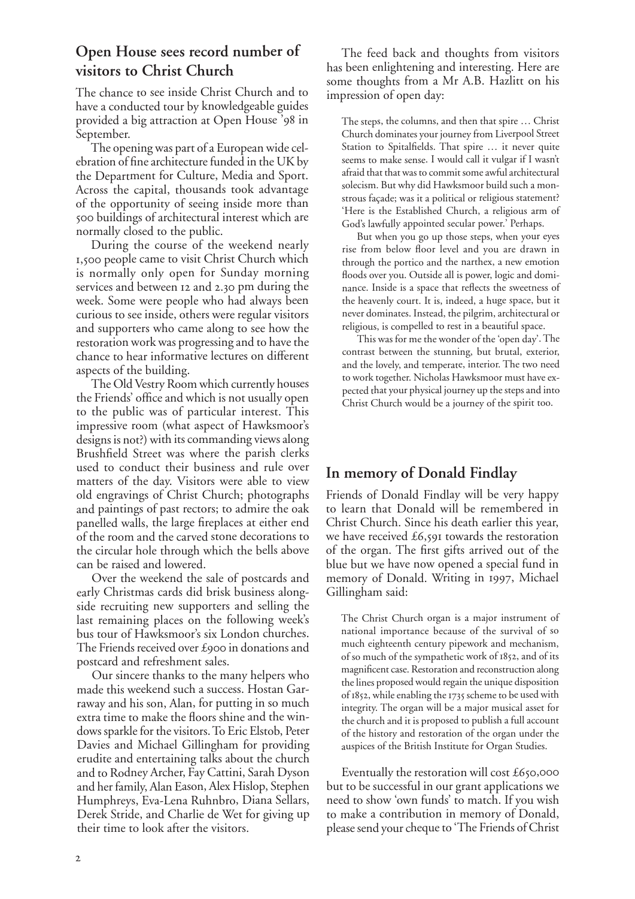## Open House sees record number of visitors to Christ Church

The chance to see inside Christ Church and to have a conducted tour by knowledgeable guides provided a big attraction at Open House '98 in September.

The opening was part of a European wide celebration of fine architecture funded in the UK by the Department for Culture, Media and Sport. Across the capital, thousands took advantage of the opportunity of seeing inside more than 500 buildings of architectural interest which are normally closed to the public.

During the course of the weekend nearly 1,500 people came to visit Christ Church which is normally only open for Sunday morning services and between 12 and 2.30 pm during the week. Some were people who had always been curious to see inside, others were regular visitors and supporters who came along to see how the restoration work was progressing and to have the chance to hear informative lectures on different aspects of the building.

The Old Vestry Room which currently houses the Friends' office and which is not usually open to the public was of particular interest. This impressive room (what aspect of Hawksmoor's designs is not?) with its commanding views along Brushfield Street was where the parish clerks used to conduct their business and rule over matters of the day. Visitors were able to view old engravings of Christ Church; photographs and paintings of past rectors; to admire the oak panelled walls, the large fireplaces at either end of the room and the carved stone decorations to the circular hole through which the bells above can be raised and lowered.

Over the weekend the sale of postcards and early Christmas cards did brisk business alongside recruiting new supporters and selling the last remaining places on the following week's bus tour of Hawksmoor's six London churches. The Friends received over £900 in donations and postcard and refreshment sales.

Our sincere thanks to the many helpers who made this weekend such a success. Hostan Garraway and his son, Alan, for putting in so much extra time to make the floors shine and the windows sparkle for the visitors. To Eric Elstob, Peter Davies and Michael Gillingham for providing erudite and entertaining talks about the church and to Rodney Archer, Fay Cattini, Sarah Dyson and her family, Alan Eason, Alex Hislop, Stephen Humphreys, Eva-Lena Ruhnbro, Diana Sellars, Derek Stride, and Charlie de Wet for giving up their time to look after the visitors.

The feed back and thoughts from visitors has been enlightening and interesting. Here are some thoughts from a Mr A.B. Hazlitt on his impression of open day:

> The steps, the columns, and then that spire … Christ Church dominates your journey from Liverpool Street Station to Spitalfields. That spire … it never quite seems to make sense. I would call it vulgar if I wasn't afraid that that was to commit some awful architectural solecism. But why did Hawksmoor build such a monstrous façade; was it a political or religious statement? 'Here is the Established Church, a religious arm of God's lawfully appointed secular power.' Perhaps.
>
> But when you go up those steps, when your eyes rise from below floor level and you are drawn in through the portico and the narthex, a new emotion floods over you. Outside all is power, logic and dominance. Inside is a space that reflects the sweetness of the heavenly court. It is, indeed, a huge space, but it never dominates. Instead, the pilgrim, architectural or religious, is compelled to rest in a beautiful space.
>
> This was for me the wonder of the 'open day'. The contrast between the stunning, but brutal, exterior, and the lovely, and temperate, interior. The two need to work together. Nicholas Hawksmoor must have expected that your physical journey up the steps and into Christ Church would be a journey of the spirit too.

## In memory of Donald Findlay

Friends of Donald Findlay will be very happy to learn that Donald will be remembered in Christ Church. Since his death earlier this year, we have received £6,591 towards the restoration of the organ. The first gifts arrived out of the blue but we have now opened a special fund in memory of Donald. Writing in 1997, Michael Gillingham said:

> The Christ Church organ is a major instrument of national importance because of the survival of so much eighteenth century pipework and mechanism, of so much of the sympathetic work of 1852, and of its magnificent case. Restoration and reconstruction along the lines proposed would regain the unique disposition of 1852, while enabling the 1735 scheme to be used with integrity. The organ will be a major musical asset for the church and it is proposed to publish a full account of the history and restoration of the organ under the auspices of the British Institute for Organ Studies.

Eventually the restoration will cost £650,000 but to be successful in our grant applications we need to show 'own funds' to match. If you wish to make a contribution in memory of Donald, please send your cheque to 'The Friends of Christ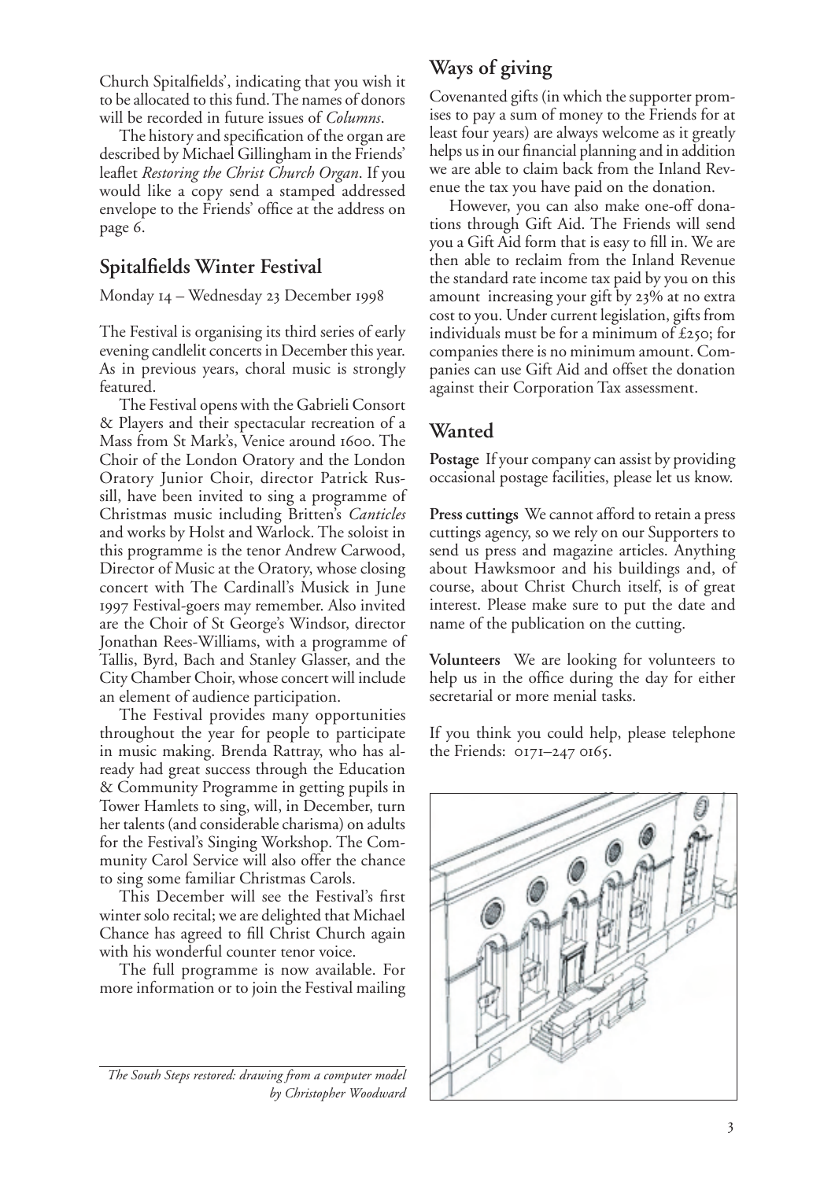Church Spitalfields', indicating that you wish it to be allocated to this fund. The names of donors will be recorded in future issues of *Columns*.

The history and specification of the organ are described by Michael Gillingham in the Friends' leaflet *Restoring the Christ Church Organ*. If you would like a copy send a stamped addressed envelope to the Friends' office at the address on page 6.

## Spitalfields Winter Festival

Monday 14 – Wednesday 23 December 1998

The Festival is organising its third series of early evening candlelit concerts in December this year. As in previous years, choral music is strongly featured.

The Festival opens with the Gabrieli Consort & Players and their spectacular recreation of a Mass from St Mark's, Venice around 1600. The Choir of the London Oratory and the London Oratory Junior Choir, director Patrick Russill, have been invited to sing a programme of Christmas music including Britten's *Canticles* and works by Holst and Warlock. The soloist in this programme is the tenor Andrew Carwood, Director of Music at the Oratory, whose closing concert with The Cardinall's Musick in June 1997 Festival-goers may remember. Also invited are the Choir of St George's Windsor, director Jonathan Rees-Williams, with a programme of Tallis, Byrd, Bach and Stanley Glasser, and the City Chamber Choir, whose concert will include an element of audience participation.

The Festival provides many opportunities throughout the year for people to participate in music making. Brenda Rattray, who has already had great success through the Education & Community Programme in getting pupils in Tower Hamlets to sing, will, in December, turn her talents (and considerable charisma) on adults for the Festival's Singing Workshop. The Community Carol Service will also offer the chance to sing some familiar Christmas Carols.

This December will see the Festival's first winter solo recital; we are delighted that Michael Chance has agreed to fill Christ Church again with his wonderful counter tenor voice.

The full programme is now available. For more information or to join the Festival mailing

## Ways of giving

Covenanted gifts (in which the supporter promises to pay a sum of money to the Friends for at least four years) are always welcome as it greatly helps us in our financial planning and in addition we are able to claim back from the Inland Revenue the tax you have paid on the donation.

However, you can also make one-off donations through Gift Aid. The Friends will send you a Gift Aid form that is easy to fill in. We are then able to reclaim from the Inland Revenue the standard rate income tax paid by you on this amount increasing your gift by 23% at no extra cost to you. Under current legislation, gifts from individuals must be for a minimum of £250; for companies there is no minimum amount. Companies can use Gift Aid and offset the donation against their Corporation Tax assessment.

## Wanted

**Postage** If your company can assist by providing occasional postage facilities, please let us know.

**Press cuttings** We cannot afford to retain a press cuttings agency, so we rely on our Supporters to send us press and magazine articles. Anything about Hawksmoor and his buildings and, of course, about Christ Church itself, is of great interest. Please make sure to put the date and name of the publication on the cutting.

**Volunteers** We are looking for volunteers to help us in the office during the day for either secretarial or more menial tasks.

If you think you could help, please telephone the Friends: 0171–247 0165.

*The South Steps restored: drawing from a computer model by Christopher Woodward*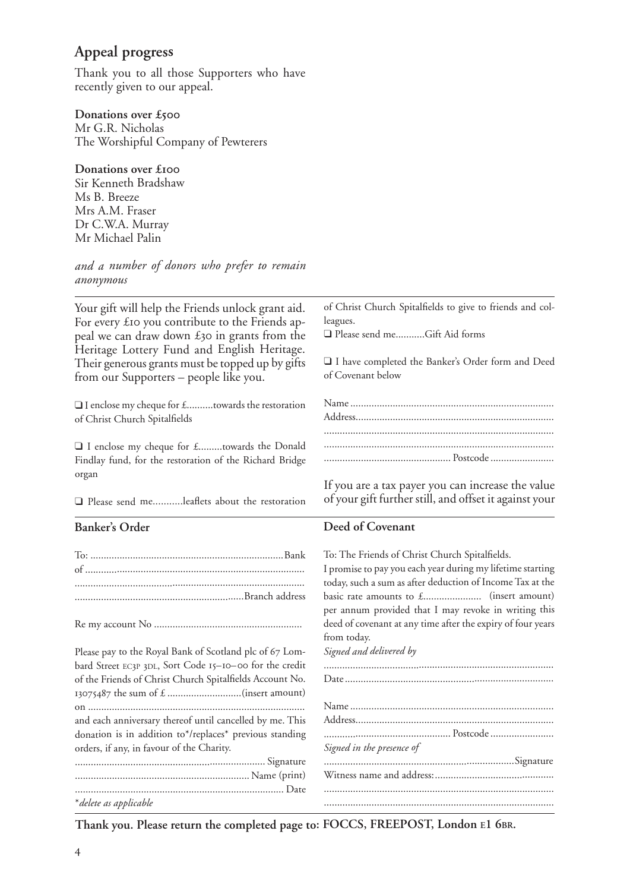## Appeal progress

Thank you to all those Supporters who have recently given to our appeal.

**Donations over £500**
Mr G.R. Nicholas
The Worshipful Company of Pewterers

**Donations over £100**
Sir Kenneth Bradshaw
Ms B. Breeze
Mrs A.M. Fraser
Dr C.W.A. Murray
Mr Michael Palin

*and a number of donors who prefer to remain anonymous*

---

Your gift will help the Friends unlock grant aid. For every £10 you contribute to the Friends appeal we can draw down £30 in grants from the Heritage Lottery Fund and English Heritage. Their generous grants must be topped up by gifts from our Supporters – people like you.

❑ I enclose my cheque for £..........towards the restoration of Christ Church Spitalfields

❑ I enclose my cheque for £.........towards the Donald Findlay fund, for the restoration of the Richard Bridge organ

❑ Please send me...........leaflets about the restoration of Christ Church Spitalfields to give to friends and colleagues.

❑ Please send me...........Gift Aid forms

❑ I have completed the Banker's Order form and Deed of Covenant below

Name ..........................................................................
Address.......................................................................
....................................................................................
....................................................................................
............................................... Postcode ........................

If you are a tax payer you can increase the value of your gift further still, and offset it against your

---

### Banker's Order

To: ......................................................................Bank
of ................................................................................
....................................................................................
..............................................................Branch address

Re my account No .......................................................

Please pay to the Royal Bank of Scotland plc of 67 Lombard Street EC3P 3DL, Sort Code 15–10–00 for the credit of the Friends of Christ Church Spitalfields Account No. 13075487 the sum of £ ............................(insert amount)
on ................................................................................
and each anniversary thereof until cancelled by me. This donation is in addition to*/replaces* previous standing orders, if any, in favour of the Charity.

..................................................................... Signature
................................................................. Name (print)
.............................................................................. Date

*\*delete as applicable*

### Deed of Covenant

To: The Friends of Christ Church Spitalfields.
I promise to pay you each year during my lifetime starting today, such a sum as after deduction of Income Tax at the basic rate amounts to £...................... (insert amount) per annum provided that I may revoke in writing this deed of covenant at any time after the expiry of four years from today.

*Signed and delivered by*

....................................................................................
Date ............................................................................

Name ..........................................................................
Address.......................................................................
............................................... Postcode ........................

*Signed in the presence of*

.......................................................................Signature
Witness name and address:.............................................
....................................................................................
....................................................................................

---

**Thank you. Please return the completed page to: FOCCS, FREEPOST, London E1 6BR.**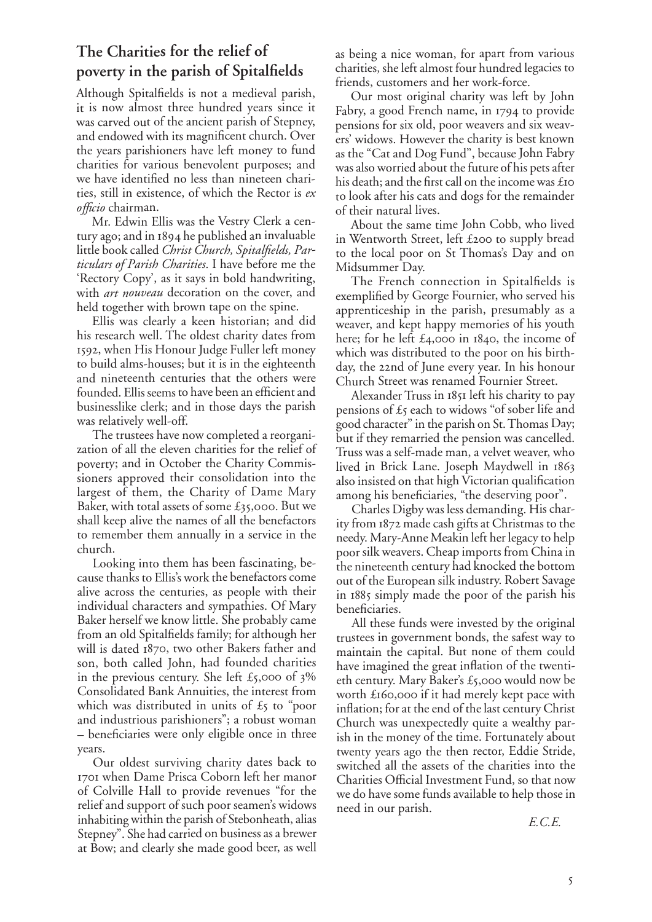## The Charities for the relief of poverty in the parish of Spitalfields

Although Spitalfields is not a medieval parish, it is now almost three hundred years since it was carved out of the ancient parish of Stepney, and endowed with its magnificent church. Over the years parishioners have left money to fund charities for various benevolent purposes; and we have identified no less than nineteen charities, still in existence, of which the Rector is *ex officio* chairman.

Mr. Edwin Ellis was the Vestry Clerk a century ago; and in 1894 he published an invaluable little book called *Christ Church, Spitalfields, Particulars of Parish Charities*. I have before me the 'Rectory Copy', as it says in bold handwriting, with *art nouveau* decoration on the cover, and held together with brown tape on the spine.

Ellis was clearly a keen historian; and did his research well. The oldest charity dates from 1592, when His Honour Judge Fuller left money to build alms-houses; but it is in the eighteenth and nineteenth centuries that the others were founded. Ellis seems to have been an efficient and businesslike clerk; and in those days the parish was relatively well-off.

The trustees have now completed a reorganization of all the eleven charities for the relief of poverty; and in October the Charity Commissioners approved their consolidation into the largest of them, the Charity of Dame Mary Baker, with total assets of some £35,000. But we shall keep alive the names of all the benefactors to remember them annually in a service in the church.

Looking into them has been fascinating, because thanks to Ellis's work the benefactors come alive across the centuries, as people with their individual characters and sympathies. Of Mary Baker herself we know little. She probably came from an old Spitalfields family; for although her will is dated 1870, two other Bakers father and son, both called John, had founded charities in the previous century. She left £5,000 of 3% Consolidated Bank Annuities, the interest from which was distributed in units of £5 to "poor and industrious parishioners"; a robust woman – beneficiaries were only eligible once in three years.

Our oldest surviving charity dates back to 1701 when Dame Prisca Coborn left her manor of Colville Hall to provide revenues "for the relief and support of such poor seamen's widows inhabiting within the parish of Stebonheath, alias Stepney". She had carried on business as a brewer at Bow; and clearly she made good beer, as well as being a nice woman, for apart from various charities, she left almost four hundred legacies to friends, customers and her work-force.

Our most original charity was left by John Fabry, a good French name, in 1794 to provide pensions for six old, poor weavers and six weavers' widows. However the charity is best known as the "Cat and Dog Fund", because John Fabry was also worried about the future of his pets after his death; and the first call on the income was £10 to look after his cats and dogs for the remainder of their natural lives.

About the same time John Cobb, who lived in Wentworth Street, left £200 to supply bread to the local poor on St Thomas's Day and on Midsummer Day.

The French connection in Spitalfields is exemplified by George Fournier, who served his apprenticeship in the parish, presumably as a weaver, and kept happy memories of his youth here; for he left £4,000 in 1840, the income of which was distributed to the poor on his birthday, the 22nd of June every year. In his honour Church Street was renamed Fournier Street.

Alexander Truss in 1851 left his charity to pay pensions of £5 each to widows "of sober life and good character" in the parish on St. Thomas Day; but if they remarried the pension was cancelled. Truss was a self-made man, a velvet weaver, who lived in Brick Lane. Joseph Maydwell in 1863 also insisted on that high Victorian qualification among his beneficiaries, "the deserving poor".

Charles Digby was less demanding. His charity from 1872 made cash gifts at Christmas to the needy. Mary-Anne Meakin left her legacy to help poor silk weavers. Cheap imports from China in the nineteenth century had knocked the bottom out of the European silk industry. Robert Savage in 1885 simply made the poor of the parish his beneficiaries.

All these funds were invested by the original trustees in government bonds, the safest way to maintain the capital. But none of them could have imagined the great inflation of the twentieth century. Mary Baker's £5,000 would now be worth £160,000 if it had merely kept pace with inflation; for at the end of the last century Christ Church was unexpectedly quite a wealthy parish in the money of the time. Fortunately about twenty years ago the then rector, Eddie Stride, switched all the assets of the charities into the Charities Official Investment Fund, so that now we do have some funds available to help those in need in our parish.

*E.C.E.*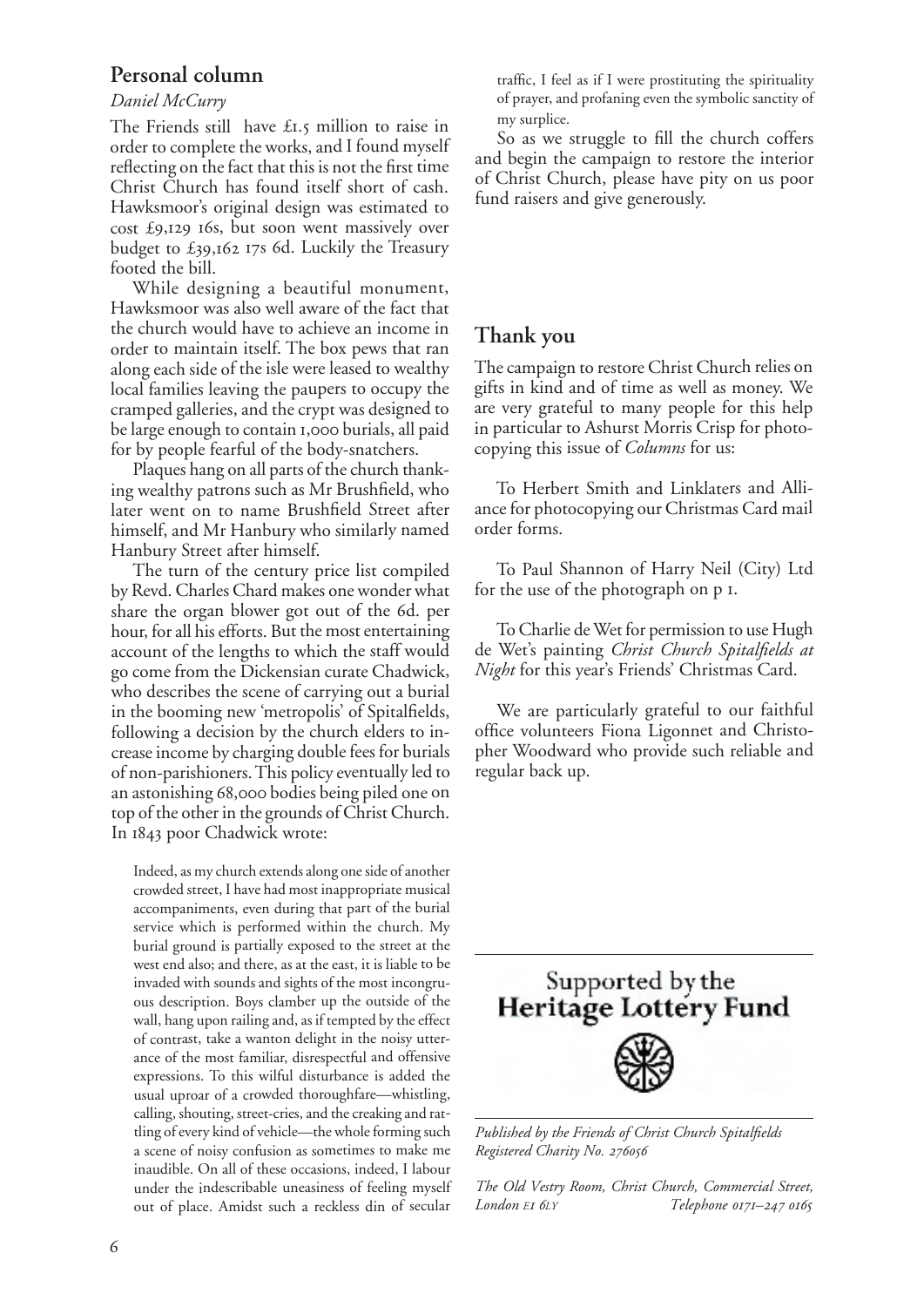## Personal column

*Daniel McCurry*

The Friends still have £1.5 million to raise in order to complete the works, and I found myself reflecting on the fact that this is not the first time Christ Church has found itself short of cash. Hawksmoor's original design was estimated to cost £9,129 16s, but soon went massively over budget to £39,162 17s 6d. Luckily the Treasury footed the bill.

While designing a beautiful monument, Hawksmoor was also well aware of the fact that the church would have to achieve an income in order to maintain itself. The box pews that ran along each side of the isle were leased to wealthy local families leaving the paupers to occupy the cramped galleries, and the crypt was designed to be large enough to contain 1,000 burials, all paid for by people fearful of the body-snatchers.

Plaques hang on all parts of the church thanking wealthy patrons such as Mr Brushfield, who later went on to name Brushfield Street after himself, and Mr Hanbury who similarly named Hanbury Street after himself.

The turn of the century price list compiled by Revd. Charles Chard makes one wonder what share the organ blower got out of the 6d. per hour, for all his efforts. But the most entertaining account of the lengths to which the staff would go come from the Dickensian curate Chadwick, who describes the scene of carrying out a burial in the booming new 'metropolis' of Spitalfields, following a decision by the church elders to increase income by charging double fees for burials of non-parishioners. This policy eventually led to an astonishing 68,000 bodies being piled one on top of the other in the grounds of Christ Church. In 1843 poor Chadwick wrote:

> Indeed, as my church extends along one side of another crowded street, I have had most inappropriate musical accompaniments, even during that part of the burial service which is performed within the church. My burial ground is partially exposed to the street at the west end also; and there, as at the east, it is liable to be invaded with sounds and sights of the most incongruous description. Boys clamber up the outside of the wall, hang upon railing and, as if tempted by the effect of contrast, take a wanton delight in the noisy utterance of the most familiar, disrespectful and offensive expressions. To this wilful disturbance is added the usual uproar of a crowded thoroughfare—whistling, calling, shouting, street-cries, and the creaking and rattling of every kind of vehicle—the whole forming such a scene of noisy confusion as sometimes to make me inaudible. On all of these occasions, indeed, I labour under the indescribable uneasiness of feeling myself out of place. Amidst such a reckless din of secular traffic, I feel as if I were prostituting the spirituality of prayer, and profaning even the symbolic sanctity of my surplice.

So as we struggle to fill the church coffers and begin the campaign to restore the interior of Christ Church, please have pity on us poor fund raisers and give generously.

## Thank you

The campaign to restore Christ Church relies on gifts in kind and of time as well as money. We are very grateful to many people for this help in particular to Ashurst Morris Crisp for photocopying this issue of *Columns* for us:

To Herbert Smith and Linklaters and Alliance for photocopying our Christmas Card mail order forms.

To Paul Shannon of Harry Neil (City) Ltd for the use of the photograph on p 1.

To Charlie de Wet for permission to use Hugh de Wet's painting *Christ Church Spitalfields at Night* for this year's Friends' Christmas Card.

We are particularly grateful to our faithful office volunteers Fiona Ligonnet and Christopher Woodward who provide such reliable and regular back up.

Supported by the
**Heritage Lottery Fund**

*Published by the Friends of Christ Church Spitalfields*
*Registered Charity No. 276056*

*The Old Vestry Room, Christ Church, Commercial Street, London E1 6LY* *Telephone 0171–247 0165*